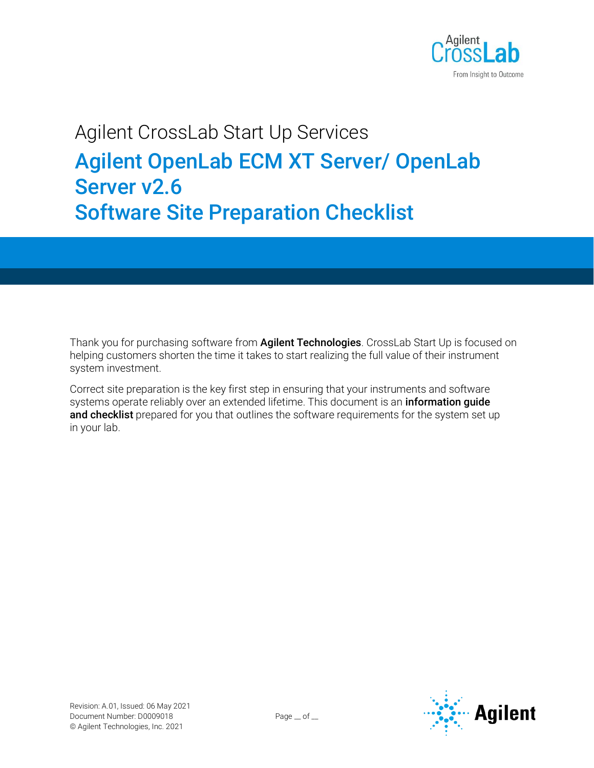Agilent CrossLab Start Up Services

# Agilent OpenLab ECM XT Server/ OpenLab Server v2.6
# Software Site Preparation Checklist

Thank you for purchasing software from **Agilent Technologies**. CrossLab Start Up is focused on helping customers shorten the time it takes to start realizing the full value of their instrument system investment.

Correct site preparation is the key first step in ensuring that your instruments and software systems operate reliably over an extended lifetime. This document is an **information guide and checklist** prepared for you that outlines the software requirements for the system set up in your lab.

Revision: A.01, Issued: 06 May 2021
Document Number: D0009018
© Agilent Technologies, Inc. 2021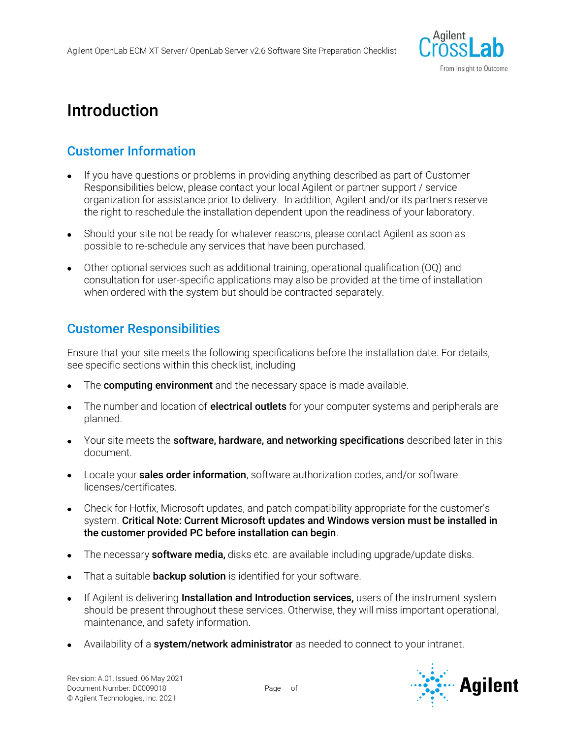# Introduction

## Customer Information

- If you have questions or problems in providing anything described as part of Customer Responsibilities below, please contact your local Agilent or partner support / service organization for assistance prior to delivery. In addition, Agilent and/or its partners reserve the right to reschedule the installation dependent upon the readiness of your laboratory.
- Should your site not be ready for whatever reasons, please contact Agilent as soon as possible to re-schedule any services that have been purchased.
- Other optional services such as additional training, operational qualification (OQ) and consultation for user-specific applications may also be provided at the time of installation when ordered with the system but should be contracted separately.

## Customer Responsibilities

Ensure that your site meets the following specifications before the installation date. For details, see specific sections within this checklist, including

- The **computing environment** and the necessary space is made available.
- The number and location of **electrical outlets** for your computer systems and peripherals are planned.
- Your site meets the **software, hardware, and networking specifications** described later in this document.
- Locate your **sales order information**, software authorization codes, and/or software licenses/certificates.
- Check for Hotfix, Microsoft updates, and patch compatibility appropriate for the customer's system. **Critical Note: Current Microsoft updates and Windows version must be installed in the customer provided PC before installation can begin**.
- The necessary **software media,** disks etc. are available including upgrade/update disks.
- That a suitable **backup solution** is identified for your software.
- If Agilent is delivering **Installation and Introduction services,** users of the instrument system should be present throughout these services. Otherwise, they will miss important operational, maintenance, and safety information.
- Availability of a **system/network administrator** as needed to connect to your intranet.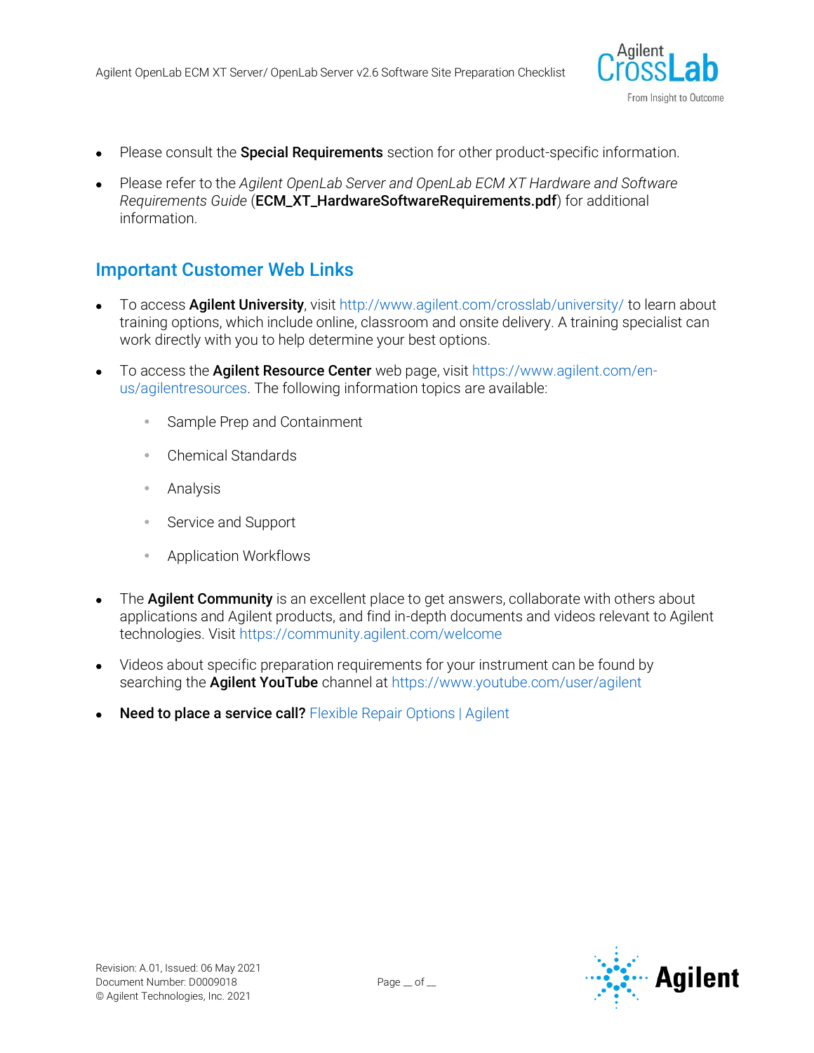- Please consult the **Special Requirements** section for other product-specific information.
- Please refer to the *Agilent OpenLab Server and OpenLab ECM XT Hardware and Software Requirements Guide* (**ECM_XT_HardwareSoftwareRequirements.pdf**) for additional information.

## Important Customer Web Links

- To access **Agilent University**, visit http://www.agilent.com/crosslab/university/ to learn about training options, which include online, classroom and onsite delivery. A training specialist can work directly with you to help determine your best options.
- To access the **Agilent Resource Center** web page, visit https://www.agilent.com/en-us/agilentresources. The following information topics are available:
    - Sample Prep and Containment
    - Chemical Standards
    - Analysis
    - Service and Support
    - Application Workflows
- The **Agilent Community** is an excellent place to get answers, collaborate with others about applications and Agilent products, and find in-depth documents and videos relevant to Agilent technologies. Visit https://community.agilent.com/welcome
- Videos about specific preparation requirements for your instrument can be found by searching the **Agilent YouTube** channel at https://www.youtube.com/user/agilent
- **Need to place a service call?** Flexible Repair Options | Agilent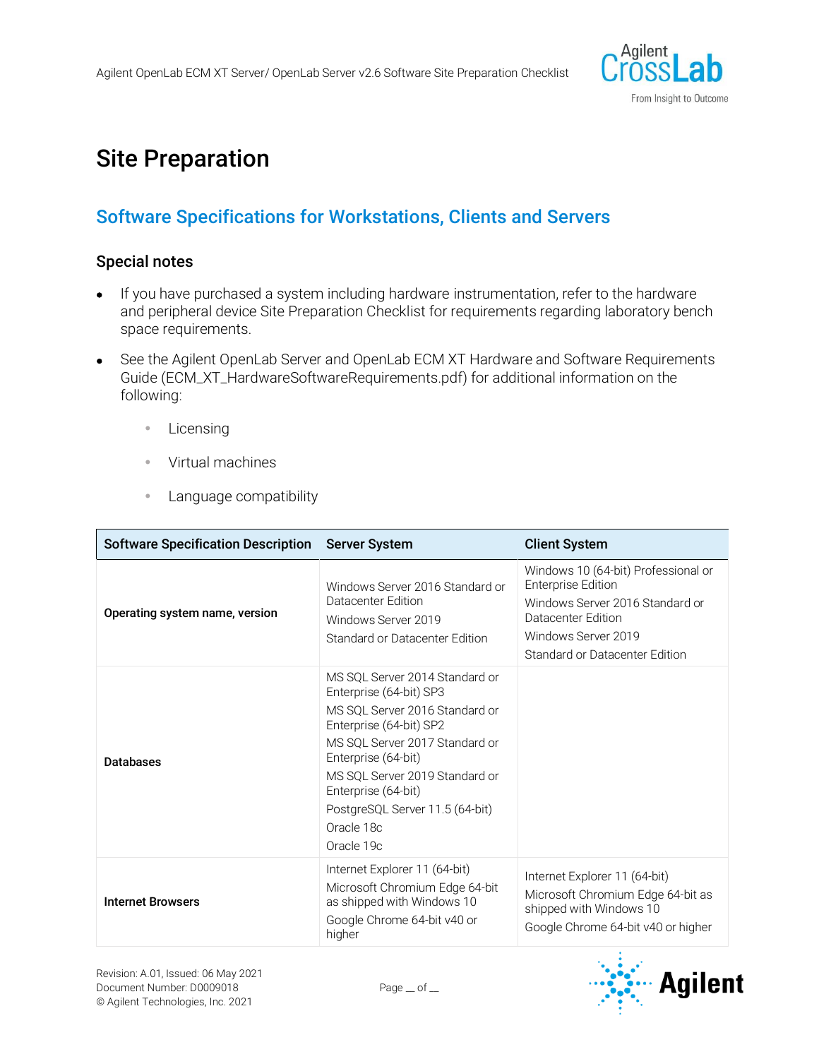# Site Preparation

## Software Specifications for Workstations, Clients and Servers

### Special notes

- If you have purchased a system including hardware instrumentation, refer to the hardware and peripheral device Site Preparation Checklist for requirements regarding laboratory bench space requirements.
- See the Agilent OpenLab Server and OpenLab ECM XT Hardware and Software Requirements Guide (ECM_XT_HardwareSoftwareRequirements.pdf) for additional information on the following:
  - Licensing
  - Virtual machines
  - Language compatibility

| Software Specification Description | Server System | Client System |
|---|---|---|
| **Operating system name, version** | Windows Server 2016 Standard or Datacenter Edition<br>Windows Server 2019<br>Standard or Datacenter Edition | Windows 10 (64-bit) Professional or Enterprise Edition<br>Windows Server 2016 Standard or Datacenter Edition<br>Windows Server 2019<br>Standard or Datacenter Edition |
| **Databases** | MS SQL Server 2014 Standard or Enterprise (64-bit) SP3<br>MS SQL Server 2016 Standard or Enterprise (64-bit) SP2<br>MS SQL Server 2017 Standard or Enterprise (64-bit)<br>MS SQL Server 2019 Standard or Enterprise (64-bit)<br>PostgreSQL Server 11.5 (64-bit)<br>Oracle 18c<br>Oracle 19c | |
| **Internet Browsers** | Internet Explorer 11 (64-bit)<br>Microsoft Chromium Edge 64-bit as shipped with Windows 10<br>Google Chrome 64-bit v40 or higher | Internet Explorer 11 (64-bit)<br>Microsoft Chromium Edge 64-bit as shipped with Windows 10<br>Google Chrome 64-bit v40 or higher |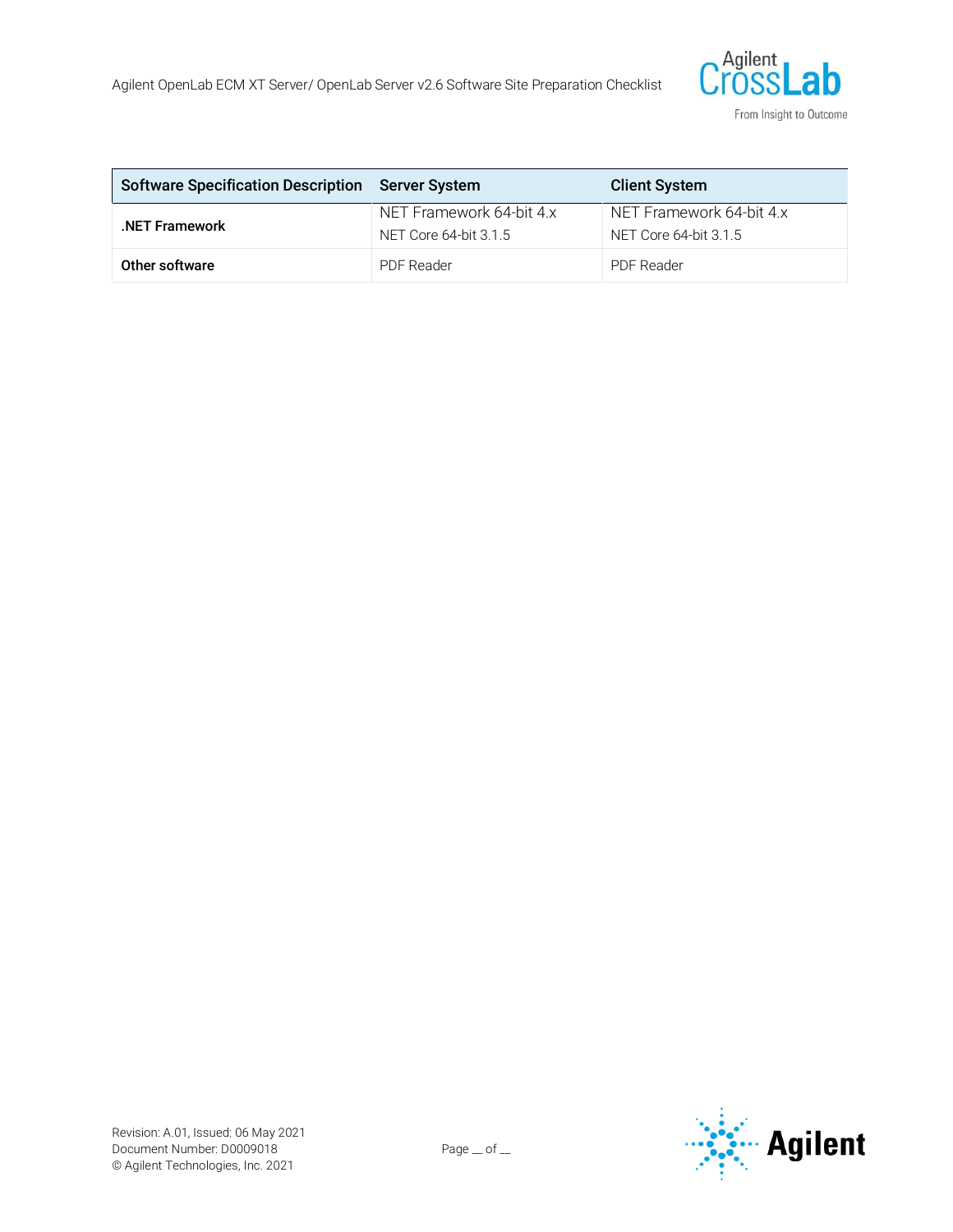| Software Specification Description | Server System | Client System |
|---|---|---|
| **.NET Framework** | NET Framework 64-bit 4.x<br>NET Core 64-bit 3.1.5 | NET Framework 64-bit 4.x<br>NET Core 64-bit 3.1.5 |
| **Other software** | PDF Reader | PDF Reader |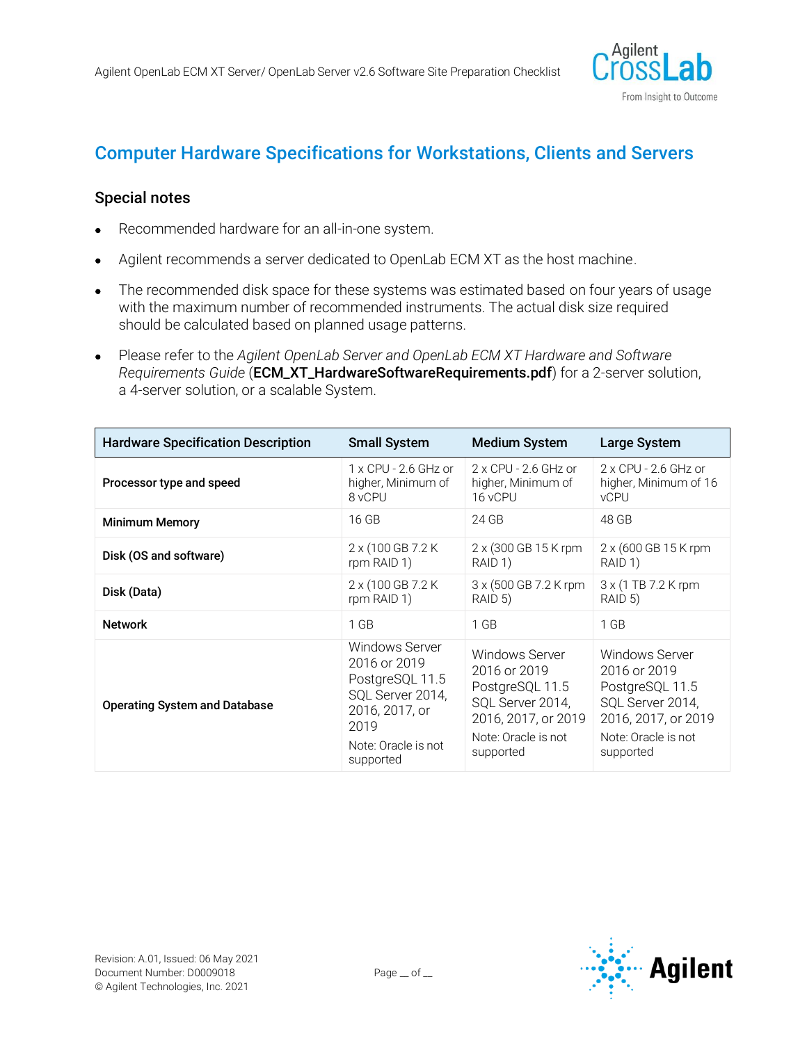## Computer Hardware Specifications for Workstations, Clients and Servers

### Special notes

- Recommended hardware for an all-in-one system.
- Agilent recommends a server dedicated to OpenLab ECM XT as the host machine.
- The recommended disk space for these systems was estimated based on four years of usage with the maximum number of recommended instruments. The actual disk size required should be calculated based on planned usage patterns.
- Please refer to the *Agilent OpenLab Server and OpenLab ECM XT Hardware and Software Requirements Guide* (**ECM_XT_HardwareSoftwareRequirements.pdf**) for a 2-server solution, a 4-server solution, or a scalable System.

| Hardware Specification Description | Small System | Medium System | Large System |
|---|---|---|---|
| **Processor type and speed** | 1 x CPU - 2.6 GHz or higher, Minimum of 8 vCPU | 2 x CPU - 2.6 GHz or higher, Minimum of 16 vCPU | 2 x CPU - 2.6 GHz or higher, Minimum of 16 vCPU |
| **Minimum Memory** | 16 GB | 24 GB | 48 GB |
| **Disk (OS and software)** | 2 x (100 GB 7.2 K rpm RAID 1) | 2 x (300 GB 15 K rpm RAID 1) | 2 x (600 GB 15 K rpm RAID 1) |
| **Disk (Data)** | 2 x (100 GB 7.2 K rpm RAID 1) | 3 x (500 GB 7.2 K rpm RAID 5) | 3 x (1 TB 7.2 K rpm RAID 5) |
| **Network** | 1 GB | 1 GB | 1 GB |
| **Operating System and Database** | Windows Server 2016 or 2019 PostgreSQL 11.5 SQL Server 2014, 2016, 2017, or 2019<br>Note: Oracle is not supported | Windows Server 2016 or 2019 PostgreSQL 11.5 SQL Server 2014, 2016, 2017, or 2019<br>Note: Oracle is not supported | Windows Server 2016 or 2019 PostgreSQL 11.5 SQL Server 2014, 2016, 2017, or 2019<br>Note: Oracle is not supported |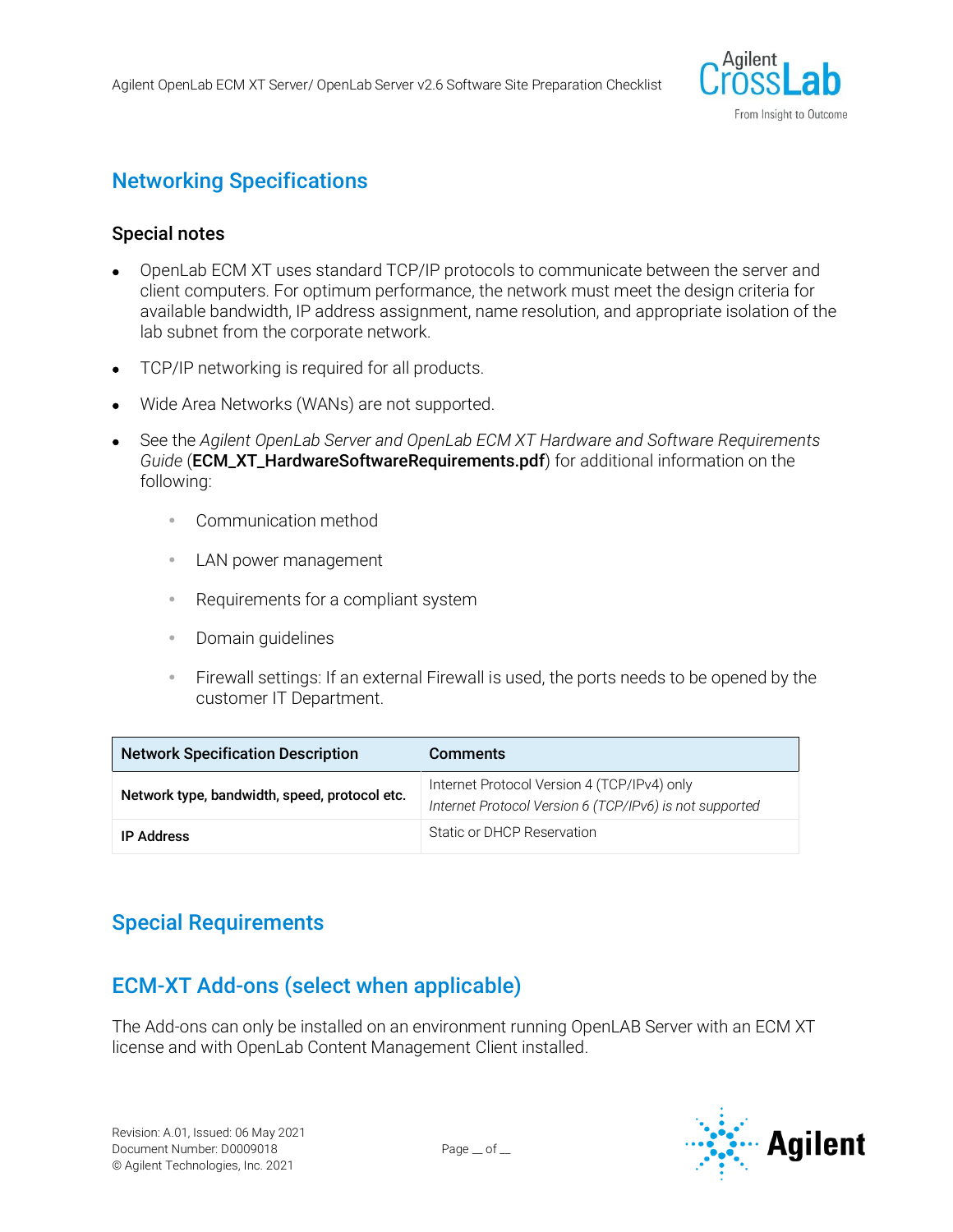## Networking Specifications

### Special notes

- OpenLab ECM XT uses standard TCP/IP protocols to communicate between the server and client computers. For optimum performance, the network must meet the design criteria for available bandwidth, IP address assignment, name resolution, and appropriate isolation of the lab subnet from the corporate network.
- TCP/IP networking is required for all products.
- Wide Area Networks (WANs) are not supported.
- See the *Agilent OpenLab Server and OpenLab ECM XT Hardware and Software Requirements Guide* (**ECM_XT_HardwareSoftwareRequirements.pdf**) for additional information on the following:
  - Communication method
  - LAN power management
  - Requirements for a compliant system
  - Domain guidelines
  - Firewall settings: If an external Firewall is used, the ports needs to be opened by the customer IT Department.

| Network Specification Description | Comments |
| --- | --- |
| **Network type, bandwidth, speed, protocol etc.** | Internet Protocol Version 4 (TCP/IPv4) only<br>*Internet Protocol Version 6 (TCP/IPv6) is not supported* |
| **IP Address** | Static or DHCP Reservation |

## Special Requirements

## ECM-XT Add-ons (select when applicable)

The Add-ons can only be installed on an environment running OpenLAB Server with an ECM XT license and with OpenLab Content Management Client installed.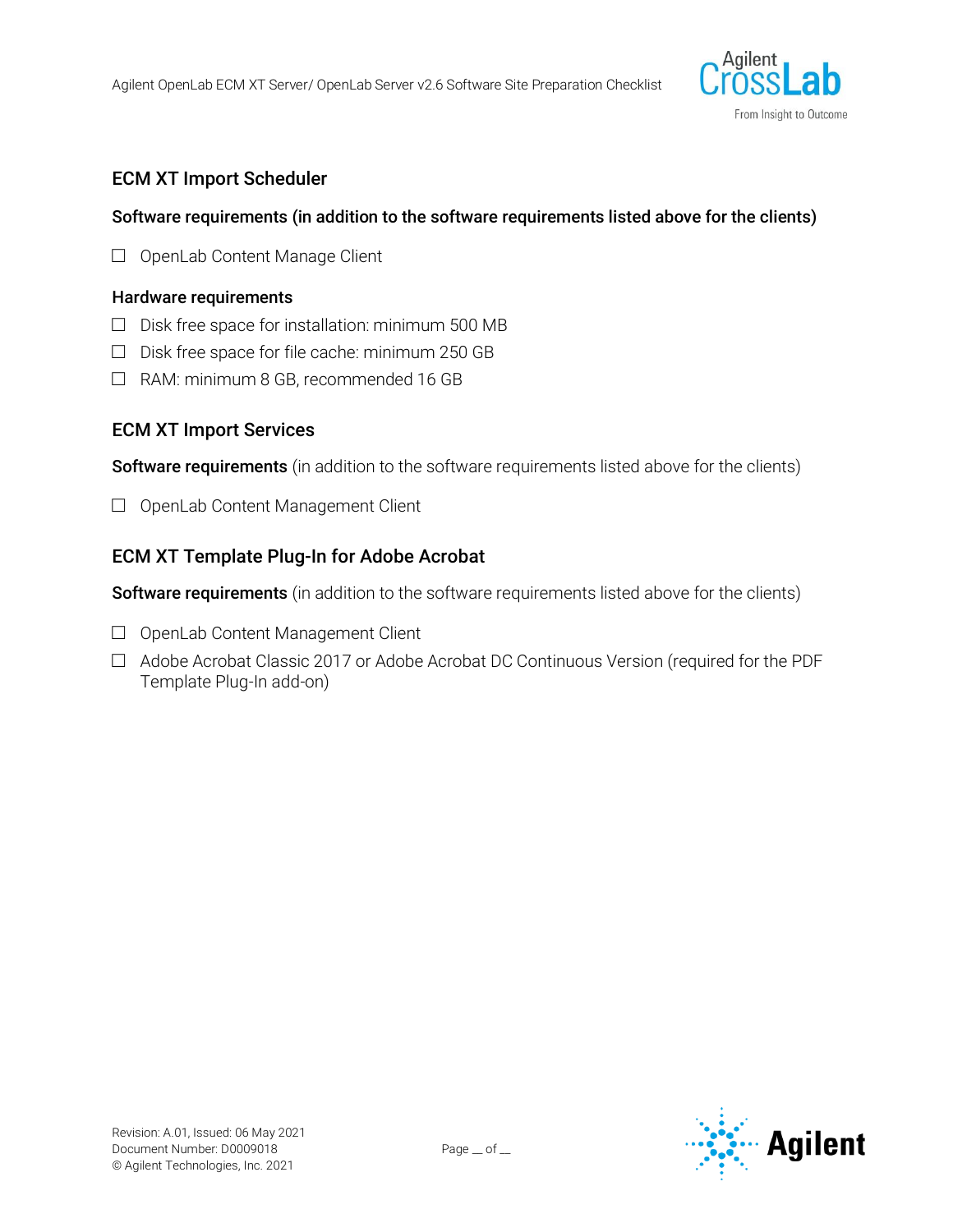## ECM XT Import Scheduler

**Software requirements (in addition to the software requirements listed above for the clients)**

- ☐ OpenLab Content Manage Client

**Hardware requirements**

- ☐ Disk free space for installation: minimum 500 MB
- ☐ Disk free space for file cache: minimum 250 GB
- ☐ RAM: minimum 8 GB, recommended 16 GB

## ECM XT Import Services

**Software requirements** (in addition to the software requirements listed above for the clients)

- ☐ OpenLab Content Management Client

## ECM XT Template Plug-In for Adobe Acrobat

**Software requirements** (in addition to the software requirements listed above for the clients)

- ☐ OpenLab Content Management Client
- ☐ Adobe Acrobat Classic 2017 or Adobe Acrobat DC Continuous Version (required for the PDF Template Plug-In add-on)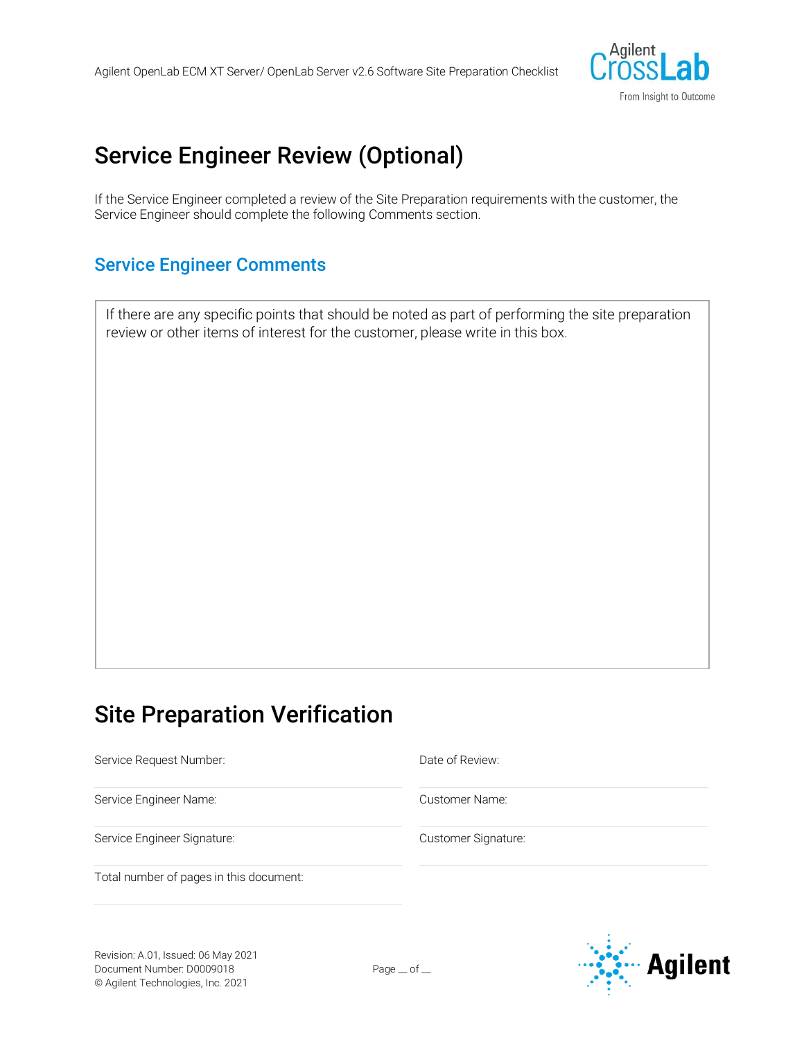# Service Engineer Review (Optional)

If the Service Engineer completed a review of the Site Preparation requirements with the customer, the Service Engineer should complete the following Comments section.

## Service Engineer Comments

| |
|---|
| If there are any specific points that should be noted as part of performing the site preparation review or other items of interest for the customer, please write in this box. |

# Site Preparation Verification

| | |
|---|---|
| Service Request Number: | Date of Review: |
| Service Engineer Name: | Customer Name: |
| Service Engineer Signature: | Customer Signature: |
| Total number of pages in this document: | |

Revision: A.01, Issued: 06 May 2021
Document Number: D0009018
© Agilent Technologies, Inc. 2021